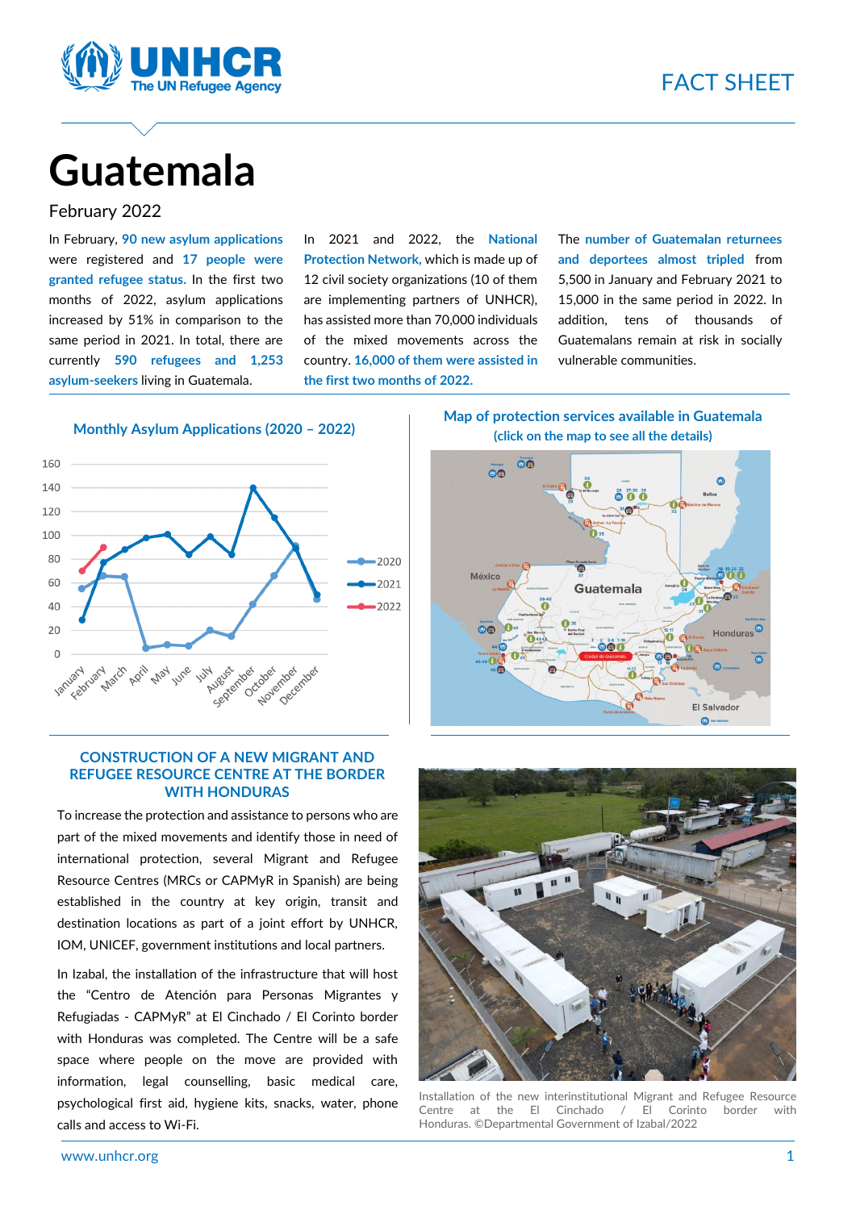# Guatemala

FACT SHEET

February 2022

In February, **90 new asylum applications** were registered and **17 people were granted refugee status.** In the first two months of 2022, asylum applications increased by 51% in comparison to the same period in 2021. In total, there are currently **590 refugees and 1,253 asylum-seekers** living in Guatemala.

In 2021 and 2022, the **National Protection Network,** which is made up of 12 civil society organizations (10 of them are implementing partners of UNHCR), has assisted more than 70,000 individuals of the mixed movements across the country. **16,000 of them were assisted in the first two months of 2022.**

The **number of Guatemalan returnees and deportees almost tripled** from 5,500 in January and February 2021 to 15,000 in the same period in 2022. In addition, tens of thousands of Guatemalans remain at risk in socially vulnerable communities.

### Monthly Asylum Applications (2020 – 2022)

### Map of protection services available in Guatemala
**(click on the map to see all the details)**

## CONSTRUCTION OF A NEW MIGRANT AND REFUGEE RESOURCE CENTRE AT THE BORDER WITH HONDURAS

To increase the protection and assistance to persons who are part of the mixed movements and identify those in need of international protection, several Migrant and Refugee Resource Centres (MRCs or CAPMyR in Spanish) are being established in the country at key origin, transit and destination locations as part of a joint effort by UNHCR, IOM, UNICEF, government institutions and local partners.

In Izabal, the installation of the infrastructure that will host the "Centro de Atención para Personas Migrantes y Refugiadas - CAPMyR" at El Cinchado / El Corinto border with Honduras was completed. The Centre will be a safe space where people on the move are provided with information, legal counselling, basic medical care, psychological first aid, hygiene kits, snacks, water, phone calls and access to Wi-Fi.

Installation of the new interinstitutional Migrant and Refugee Resource Centre at the El Cinchado / El Corinto border with Honduras. ©Departmental Government of Izabal/2022

www.unhcr.org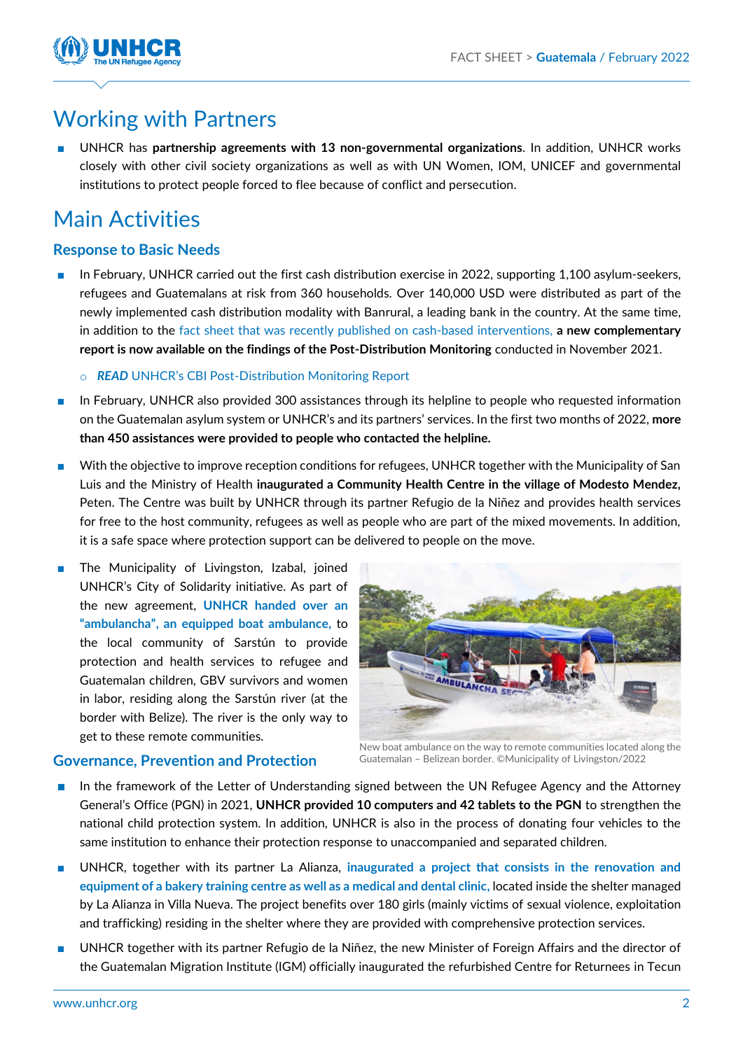# Working with Partners

- UNHCR has **partnership agreements with 13 non-governmental organizations**. In addition, UNHCR works closely with other civil society organizations as well as with UN Women, IOM, UNICEF and governmental institutions to protect people forced to flee because of conflict and persecution.

# Main Activities

## Response to Basic Needs

- In February, UNHCR carried out the first cash distribution exercise in 2022, supporting 1,100 asylum-seekers, refugees and Guatemalans at risk from 360 households. Over 140,000 USD were distributed as part of the newly implemented cash distribution modality with Banrural, a leading bank in the country. At the same time, in addition to the fact sheet that was recently published on cash-based interventions, **a new complementary report is now available on the findings of the Post-Distribution Monitoring** conducted in November 2021.
  - ***READ*** UNHCR's CBI Post-Distribution Monitoring Report
- In February, UNHCR also provided 300 assistances through its helpline to people who requested information on the Guatemalan asylum system or UNHCR's and its partners' services. In the first two months of 2022, **more than 450 assistances were provided to people who contacted the helpline.**
- With the objective to improve reception conditions for refugees, UNHCR together with the Municipality of San Luis and the Ministry of Health **inaugurated a Community Health Centre in the village of Modesto Mendez,** Peten. The Centre was built by UNHCR through its partner Refugio de la Niñez and provides health services for free to the host community, refugees as well as people who are part of the mixed movements. In addition, it is a safe space where protection support can be delivered to people on the move.
- The Municipality of Livingston, Izabal, joined UNHCR's City of Solidarity initiative. As part of the new agreement, **UNHCR handed over an "ambulancha", an equipped boat ambulance,** to the local community of Sarstún to provide protection and health services to refugee and Guatemalan children, GBV survivors and women in labor, residing along the Sarstún river (at the border with Belize). The river is the only way to get to these remote communities.

New boat ambulance on the way to remote communities located along the Guatemalan – Belizean border. ©Municipality of Livingston/2022

## Governance, Prevention and Protection

- In the framework of the Letter of Understanding signed between the UN Refugee Agency and the Attorney General's Office (PGN) in 2021, **UNHCR provided 10 computers and 42 tablets to the PGN** to strengthen the national child protection system. In addition, UNHCR is also in the process of donating four vehicles to the same institution to enhance their protection response to unaccompanied and separated children.
- UNHCR, together with its partner La Alianza, **inaugurated a project that consists in the renovation and equipment of a bakery training centre as well as a medical and dental clinic,** located inside the shelter managed by La Alianza in Villa Nueva. The project benefits over 180 girls (mainly victims of sexual violence, exploitation and trafficking) residing in the shelter where they are provided with comprehensive protection services.
- UNHCR together with its partner Refugio de la Niñez, the new Minister of Foreign Affairs and the director of the Guatemalan Migration Institute (IGM) officially inaugurated the refurbished Centre for Returnees in Tecun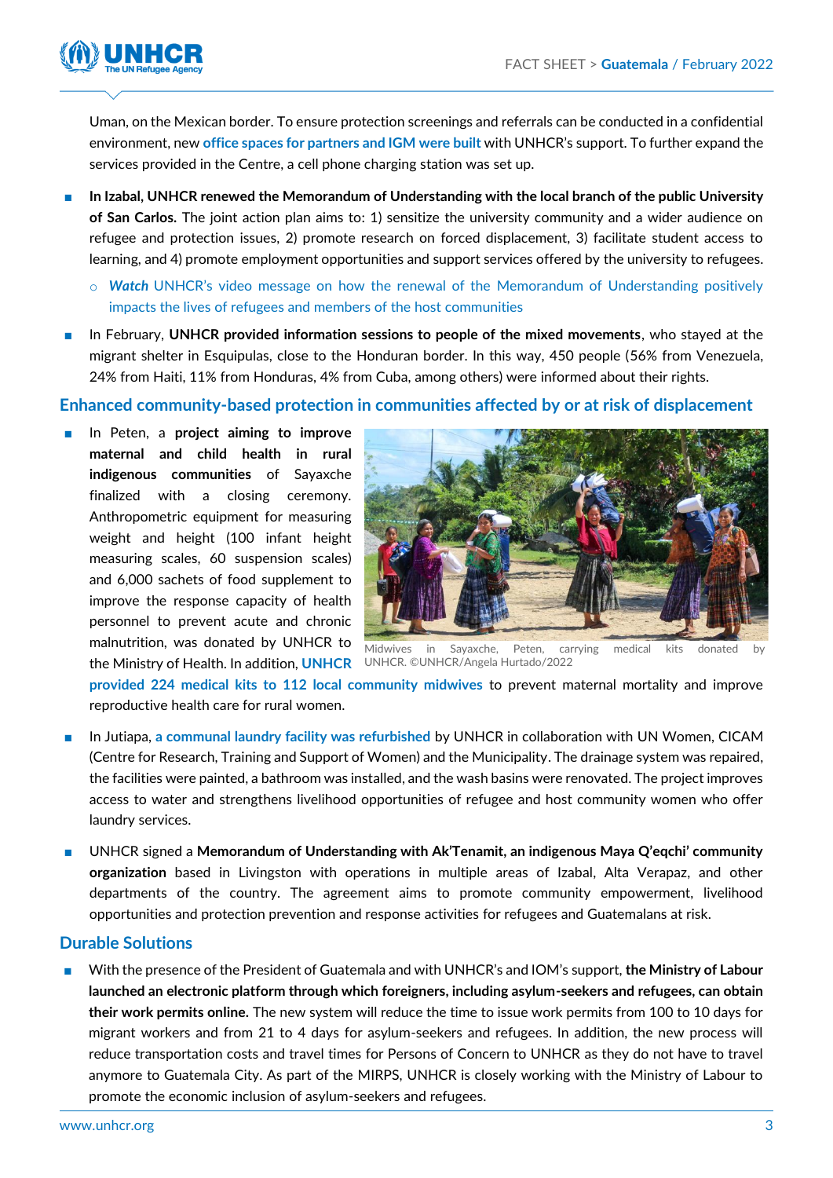Uman, on the Mexican border. To ensure protection screenings and referrals can be conducted in a confidential environment, new office spaces for partners and IGM were built with UNHCR's support. To further expand the services provided in the Centre, a cell phone charging station was set up.

- **In Izabal, UNHCR renewed the Memorandum of Understanding with the local branch of the public University of San Carlos.** The joint action plan aims to: 1) sensitize the university community and a wider audience on refugee and protection issues, 2) promote research on forced displacement, 3) facilitate student access to learning, and 4) promote employment opportunities and support services offered by the university to refugees.
  - ***Watch*** UNHCR's video message on how the renewal of the Memorandum of Understanding positively impacts the lives of refugees and members of the host communities
- In February, **UNHCR provided information sessions to people of the mixed movements**, who stayed at the migrant shelter in Esquipulas, close to the Honduran border. In this way, 450 people (56% from Venezuela, 24% from Haiti, 11% from Honduras, 4% from Cuba, among others) were informed about their rights.

## Enhanced community-based protection in communities affected by or at risk of displacement

- In Peten, a **project aiming to improve maternal and child health in rural indigenous communities** of Sayaxche finalized with a closing ceremony. Anthropometric equipment for measuring weight and height (100 infant height measuring scales, 60 suspension scales) and 6,000 sachets of food supplement to improve the response capacity of health personnel to prevent acute and chronic malnutrition, was donated by UNHCR to the Ministry of Health. In addition, **UNHCR provided 224 medical kits to 112 local community midwives** to prevent maternal mortality and improve reproductive health care for rural women.

Midwives in Sayaxche, Peten, carrying medical kits donated by UNHCR. ©UNHCR/Angela Hurtado/2022

- In Jutiapa, **a communal laundry facility was refurbished** by UNHCR in collaboration with UN Women, CICAM (Centre for Research, Training and Support of Women) and the Municipality. The drainage system was repaired, the facilities were painted, a bathroom was installed, and the wash basins were renovated. The project improves access to water and strengthens livelihood opportunities of refugee and host community women who offer laundry services.
- UNHCR signed a **Memorandum of Understanding with Ak'Tenamit, an indigenous Maya Q'eqchi' community organization** based in Livingston with operations in multiple areas of Izabal, Alta Verapaz, and other departments of the country. The agreement aims to promote community empowerment, livelihood opportunities and protection prevention and response activities for refugees and Guatemalans at risk.

## Durable Solutions

- With the presence of the President of Guatemala and with UNHCR's and IOM's support, **the Ministry of Labour launched an electronic platform through which foreigners, including asylum-seekers and refugees, can obtain their work permits online.** The new system will reduce the time to issue work permits from 100 to 10 days for migrant workers and from 21 to 4 days for asylum-seekers and refugees. In addition, the new process will reduce transportation costs and travel times for Persons of Concern to UNHCR as they do not have to travel anymore to Guatemala City. As part of the MIRPS, UNHCR is closely working with the Ministry of Labour to promote the economic inclusion of asylum-seekers and refugees.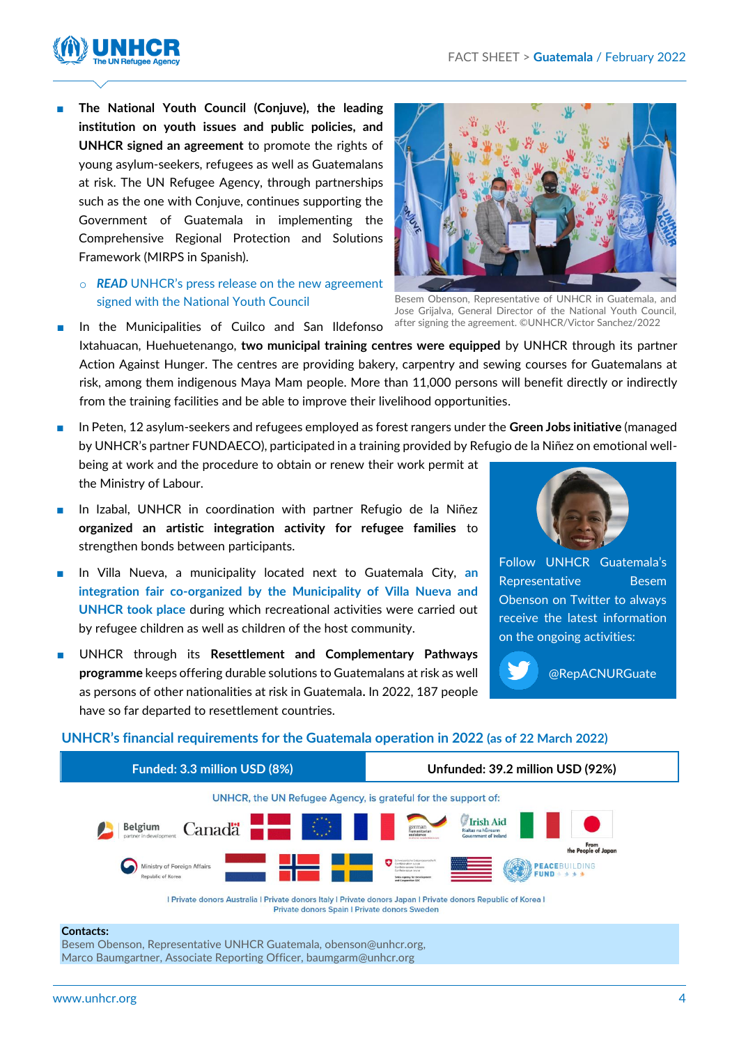- **The National Youth Council (Conjuve), the leading institution on youth issues and public policies, and UNHCR signed an agreement** to promote the rights of young asylum-seekers, refugees as well as Guatemalans at risk. The UN Refugee Agency, through partnerships such as the one with Conjuve, continues supporting the Government of Guatemala in implementing the Comprehensive Regional Protection and Solutions Framework (MIRPS in Spanish).
  - ***READ*** UNHCR's press release on the new agreement signed with the National Youth Council

Besem Obenson, Representative of UNHCR in Guatemala, and Jose Grijalva, General Director of the National Youth Council, after signing the agreement. ©UNHCR/Victor Sanchez/2022

- In the Municipalities of Cuilco and San Ildefonso Ixtahuacan, Huehuetenango, **two municipal training centres were equipped** by UNHCR through its partner Action Against Hunger. The centres are providing bakery, carpentry and sewing courses for Guatemalans at risk, among them indigenous Maya Mam people. More than 11,000 persons will benefit directly or indirectly from the training facilities and be able to improve their livelihood opportunities.
- In Peten, 12 asylum-seekers and refugees employed as forest rangers under the **Green Jobs initiative** (managed by UNHCR's partner FUNDAECO), participated in a training provided by Refugio de la Niñez on emotional well-being at work and the procedure to obtain or renew their work permit at the Ministry of Labour.
- In Izabal, UNHCR in coordination with partner Refugio de la Niñez **organized an artistic integration activity for refugee families** to strengthen bonds between participants.
- In Villa Nueva, a municipality located next to Guatemala City, **an integration fair co-organized by the Municipality of Villa Nueva and UNHCR took place** during which recreational activities were carried out by refugee children as well as children of the host community.
- UNHCR through its **Resettlement and Complementary Pathways programme** keeps offering durable solutions to Guatemalans at risk as well as persons of other nationalities at risk in Guatemala**.** In 2022, 187 people have so far departed to resettlement countries.

Follow UNHCR Guatemala's Representative Besem Obenson on Twitter to always receive the latest information on the ongoing activities:

@RepACNURGuate

## UNHCR's financial requirements for the Guatemala operation in 2022 (as of 22 March 2022)

| Funded: 3.3 million USD (8%) | Unfunded: 39.2 million USD (92%) |
|---|---|

UNHCR, the UN Refugee Agency, is grateful for the support of:

Belgium partner in development | Canada | German humanitarian assistance | Irish Aid Rialtas na hÉireann Government of Ireland | From the People of Japan | Ministry of Foreign Affairs Republic of Korea | Swiss Agency for Development and Cooperation SDC | PEACEBUILDING FUND

I Private donors Australia I Private donors Italy I Private donors Japan I Private donors Republic of Korea I Private donors Spain I Private donors Sweden

**Contacts:**
Besem Obenson, Representative UNHCR Guatemala, obenson@unhcr.org,
Marco Baumgartner, Associate Reporting Officer, baumgarm@unhcr.org